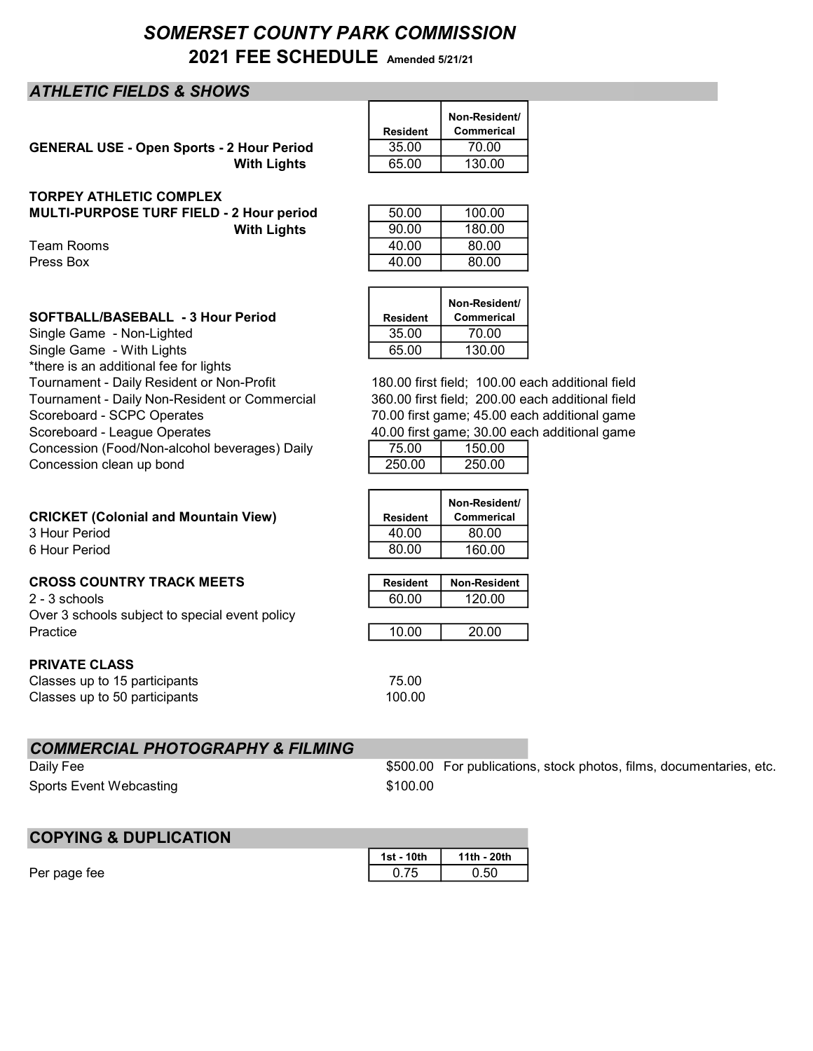# SOMERSET COUNTY PARK COMMISSION

## 2021 FEE SCHEDULE Amended 5/21/21

## ATHLETIC FIELDS & SHOWS

| | Resident | Non-Resident/ Commerical |
|---|---|---|
| **GENERAL USE - Open Sports - 2 Hour Period** | 35.00 | 70.00 |
| **With Lights** | 65.00 | 130.00 |

**TORPEY ATHLETIC COMPLEX**

| | | |
|---|---|---|
| **MULTI-PURPOSE TURF FIELD - 2 Hour period** | 50.00 | 100.00 |
| **With Lights** | 90.00 | 180.00 |
| Team Rooms | 40.00 | 80.00 |
| Press Box | 40.00 | 80.00 |

| **SOFTBALL/BASEBALL - 3 Hour Period** | Resident | Non-Resident/ Commerical |
|---|---|---|
| Single Game - Non-Lighted | 35.00 | 70.00 |
| Single Game - With Lights | 65.00 | 130.00 |

*there is an additional fee for lights

Tournament - Daily Resident or Non-Profit: 180.00 first field; 100.00 each additional field

Tournament - Daily Non-Resident or Commercial: 360.00 first field; 200.00 each additional field

Scoreboard - SCPC Operates: 70.00 first game; 45.00 each additional game

Scoreboard - League Operates: 40.00 first game; 30.00 each additional game

| | | |
|---|---|---|
| Concession (Food/Non-alcohol beverages) Daily | 75.00 | 150.00 |
| Concession clean up bond | 250.00 | 250.00 |

| **CRICKET (Colonial and Mountain View)** | Resident | Non-Resident/ Commerical |
|---|---|---|
| 3 Hour Period | 40.00 | 80.00 |
| 6 Hour Period | 80.00 | 160.00 |

| **CROSS COUNTRY TRACK MEETS** | Resident | Non-Resident |
|---|---|---|
| 2 - 3 schools | 60.00 | 120.00 |
| Over 3 schools subject to special event policy | | |
| Practice | 10.00 | 20.00 |

**PRIVATE CLASS**

| | |
|---|---|
| Classes up to 15 participants | 75.00 |
| Classes up to 50 participants | 100.00 |

## COMMERCIAL PHOTOGRAPHY & FILMING

| | | |
|---|---|---|
| Daily Fee | $500.00 | For publications, stock photos, films, documentaries, etc. |
| Sports Event Webcasting | $100.00 | |

## COPYING & DUPLICATION

| | 1st - 10th | 11th - 20th |
|---|---|---|
| Per page fee | 0.75 | 0.50 |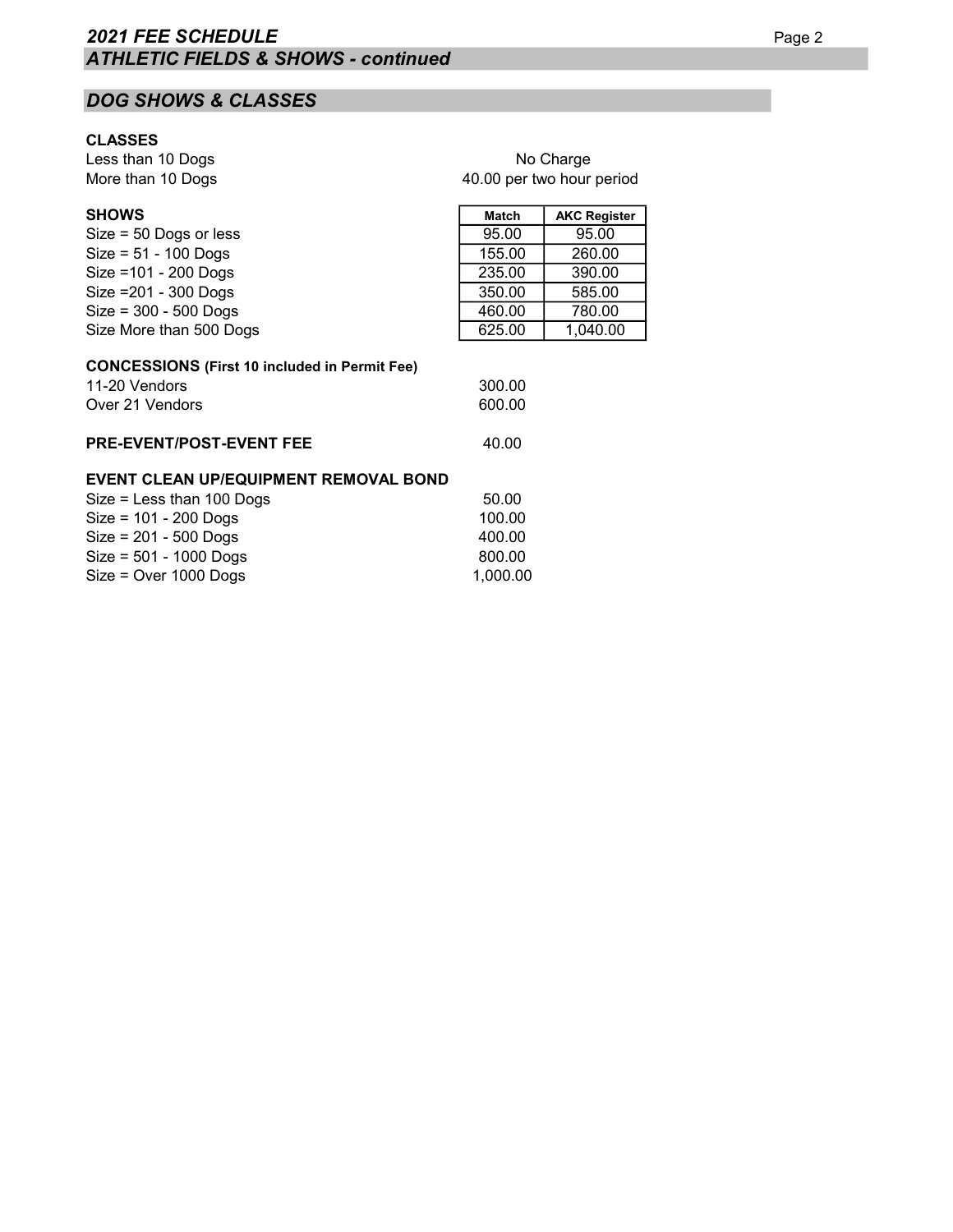## DOG SHOWS & CLASSES

**CLASSES**

| | |
|---|---|
| Less than 10 Dogs | No Charge |
| More than 10 Dogs | 40.00 per two hour period |

**SHOWS**

| | Match | AKC Register |
|---|---|---|
| Size = 50 Dogs or less | 95.00 | 95.00 |
| Size = 51 - 100 Dogs | 155.00 | 260.00 |
| Size =101 - 200 Dogs | 235.00 | 390.00 |
| Size =201 - 300 Dogs | 350.00 | 585.00 |
| Size = 300 - 500 Dogs | 460.00 | 780.00 |
| Size More than 500 Dogs | 625.00 | 1,040.00 |

**CONCESSIONS (First 10 included in Permit Fee)**

| | |
|---|---|
| 11-20 Vendors | 300.00 |
| Over 21 Vendors | 600.00 |

**PRE-EVENT/POST-EVENT FEE** 40.00

**EVENT CLEAN UP/EQUIPMENT REMOVAL BOND**

| | |
|---|---|
| Size = Less than 100 Dogs | 50.00 |
| Size = 101 - 200 Dogs | 100.00 |
| Size = 201 - 500 Dogs | 400.00 |
| Size = 501 - 1000 Dogs | 800.00 |
| Size = Over 1000 Dogs | 1,000.00 |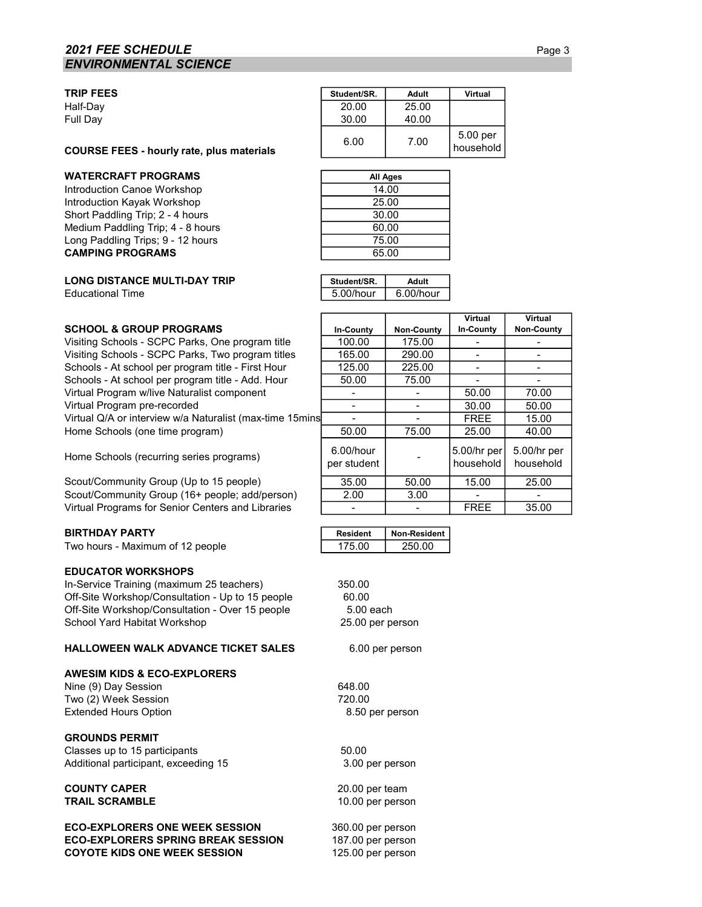## *2021 FEE SCHEDULE*
## *ENVIRONMENTAL SCIENCE*

| | Student/SR. | Adult | Virtual |
|---|---|---|---|
| **TRIP FEES** | | | |
| Half-Day | 20.00 | 25.00 | |
| Full Day | 30.00 | 40.00 | |
| **COURSE FEES - hourly rate, plus materials** | 6.00 | 7.00 | 5.00 per household |

| | All Ages |
|---|---|
| **WATERCRAFT PROGRAMS** | |
| Introduction Canoe Workshop | 14.00 |
| Introduction Kayak Workshop | 25.00 |
| Short Paddling Trip; 2 - 4 hours | 30.00 |
| Medium Paddling Trip; 4 - 8 hours | 60.00 |
| Long Paddling Trips; 9 - 12 hours | 75.00 |
| **CAMPING PROGRAMS** | 65.00 |

| **LONG DISTANCE MULTI-DAY TRIP** | Student/SR. | Adult |
|---|---|---|
| Educational Time | 5.00/hour | 6.00/hour |

| **SCHOOL & GROUP PROGRAMS** | In-County | Non-County | Virtual In-County | Virtual Non-County |
|---|---|---|---|---|
| Visiting Schools - SCPC Parks, One program title | 100.00 | 175.00 | - | - |
| Visiting Schools - SCPC Parks, Two program titles | 165.00 | 290.00 | - | - |
| Schools - At school per program title - First Hour | 125.00 | 225.00 | - | - |
| Schools - At school per program title - Add. Hour | 50.00 | 75.00 | - | - |
| Virtual Program w/live Naturalist component | - | - | 50.00 | 70.00 |
| Virtual Program pre-recorded | - | - | 30.00 | 50.00 |
| Virtual Q/A or interview w/a Naturalist (max-time 15mins | - | - | FREE | 15.00 |
| Home Schools (one time program) | 50.00 | 75.00 | 25.00 | 40.00 |
| Home Schools (recurring series programs) | 6.00/hour per student | - | 5.00/hr per household | 5.00/hr per household |
| Scout/Community Group (Up to 15 people) | 35.00 | 50.00 | 15.00 | 25.00 |
| Scout/Community Group (16+ people; add/person) | 2.00 | 3.00 | - | - |
| Virtual Programs for Senior Centers and Libraries | - | - | FREE | 35.00 |

| **BIRTHDAY PARTY** | Resident | Non-Resident |
|---|---|---|
| Two hours - Maximum of 12 people | 175.00 | 250.00 |

**EDUCATOR WORKSHOPS**

| | |
|---|---|
| In-Service Training (maximum 25 teachers) | 350.00 |
| Off-Site Workshop/Consultation - Up to 15 people | 60.00 |
| Off-Site Workshop/Consultation - Over 15 people | 5.00 each |
| School Yard Habitat Workshop | 25.00 per person |

**HALLOWEEN WALK ADVANCE TICKET SALES** 6.00 per person

**AWESIM KIDS & ECO-EXPLORERS**

| | |
|---|---|
| Nine (9) Day Session | 648.00 |
| Two (2) Week Session | 720.00 |
| Extended Hours Option | 8.50 per person |

**GROUNDS PERMIT**

| | |
|---|---|
| Classes up to 15 participants | 50.00 |
| Additional participant, exceeding 15 | 3.00 per person |

| | |
|---|---|
| **COUNTY CAPER** | 20.00 per team |
| **TRAIL SCRAMBLE** | 10.00 per person |

| | |
|---|---|
| **ECO-EXPLORERS ONE WEEK SESSION** | 360.00 per person |
| **ECO-EXPLORERS SPRING BREAK SESSION** | 187.00 per person |
| **COYOTE KIDS ONE WEEK SESSION** | 125.00 per person |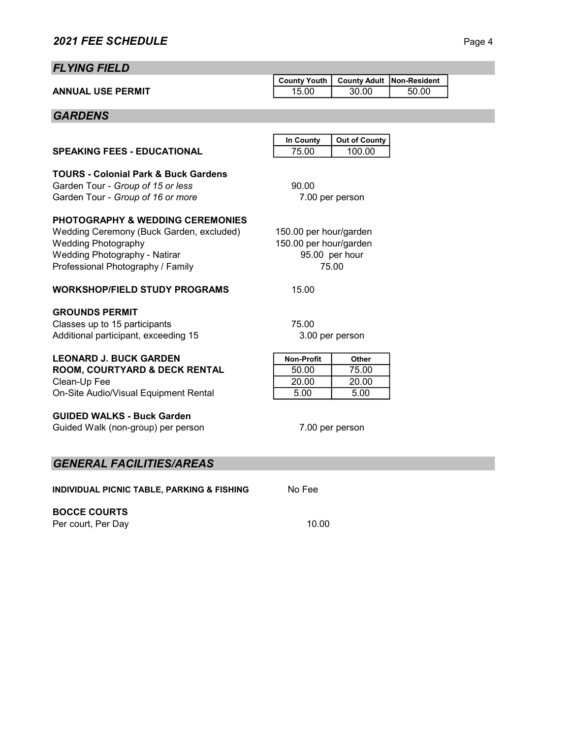## *2021 FEE SCHEDULE*

## *FLYING FIELD*

| | County Youth | County Adult | Non-Resident |
|---|---|---|---|
| **ANNUAL USE PERMIT** | 15.00 | 30.00 | 50.00 |

## *GARDENS*

| | In County | Out of County |
|---|---|---|
| **SPEAKING FEES - EDUCATIONAL** | 75.00 | 100.00 |

**TOURS - Colonial Park & Buck Gardens**

Garden Tour - *Group of 15 or less* 90.00

Garden Tour - *Group of 16 or more* 7.00 per person

**PHOTOGRAPHY & WEDDING CEREMONIES**

Wedding Ceremony (Buck Garden, excluded) 150.00 per hour/garden

Wedding Photography 150.00 per hour/garden

Wedding Photography - Natirar 95.00 per hour

Professional Photography / Family 75.00

**WORKSHOP/FIELD STUDY PROGRAMS** 15.00

**GROUNDS PERMIT**

Classes up to 15 participants 75.00

Additional participant, exceeding 15 3.00 per person

| | Non-Profit | Other |
|---|---|---|
| **LEONARD J. BUCK GARDEN ROOM, COURTYARD & DECK RENTAL** | 50.00 | 75.00 |
| Clean-Up Fee | 20.00 | 20.00 |
| On-Site Audio/Visual Equipment Rental | 5.00 | 5.00 |

**GUIDED WALKS - Buck Garden**

Guided Walk (non-group) per person 7.00 per person

## *GENERAL FACILITIES/AREAS*

**INDIVIDUAL PICNIC TABLE, PARKING & FISHING** No Fee

**BOCCE COURTS**

Per court, Per Day 10.00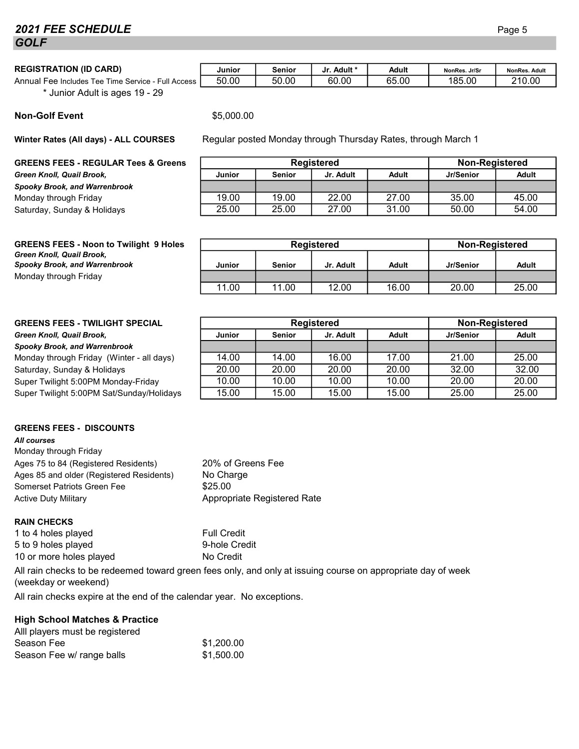## 2021 FEE SCHEDULE
## GOLF

**REGISTRATION (ID CARD)**

| | Junior | Senior | Jr. Adult * | Adult | NonRes. Jr/Sr | NonRes. Adult |
|---|---|---|---|---|---|---|
| Annual Fee Includes Tee Time Service - Full Access | 50.00 | 50.00 | 60.00 | 65.00 | 185.00 | 210.00 |

\* Junior Adult is ages 19 - 29

**Non-Golf Event** $5,000.00

**Winter Rates (All days) - ALL COURSES** Regular posted Monday through Thursday Rates, through March 1

**GREENS FEES - REGULAR Tees & Greens**
***Green Knoll, Quail Brook, Spooky Brook, and Warrenbrook***

| | Registered | | | | Non-Registered | |
|---|---|---|---|---|---|---|
| | Junior | Senior | Jr. Adult | Adult | Jr/Senior | Adult |
| Monday through Friday | 19.00 | 19.00 | 22.00 | 27.00 | 35.00 | 45.00 |
| Saturday, Sunday & Holidays | 25.00 | 25.00 | 27.00 | 31.00 | 50.00 | 54.00 |

**GREENS FEES - Noon to Twilight 9 Holes**
***Green Knoll, Quail Brook, Spooky Brook, and Warrenbrook***

| | Registered | | | | Non-Registered | |
|---|---|---|---|---|---|---|
| | Junior | Senior | Jr. Adult | Adult | Jr/Senior | Adult |
| Monday through Friday | 11.00 | 11.00 | 12.00 | 16.00 | 20.00 | 25.00 |

**GREENS FEES - TWILIGHT SPECIAL**
***Green Knoll, Quail Brook, Spooky Brook, and Warrenbrook***

| | Registered | | | | Non-Registered | |
|---|---|---|---|---|---|---|
| | Junior | Senior | Jr. Adult | Adult | Jr/Senior | Adult |
| Monday through Friday (Winter - all days) | 14.00 | 14.00 | 16.00 | 17.00 | 21.00 | 25.00 |
| Saturday, Sunday & Holidays | 20.00 | 20.00 | 20.00 | 20.00 | 32.00 | 32.00 |
| Super Twilight 5:00PM Monday-Friday | 10.00 | 10.00 | 10.00 | 10.00 | 20.00 | 20.00 |
| Super Twilight 5:00PM Sat/Sunday/Holidays | 15.00 | 15.00 | 15.00 | 15.00 | 25.00 | 25.00 |

**GREENS FEES - DISCOUNTS**
***All courses***
Monday through Friday

| | |
|---|---|
| Ages 75 to 84 (Registered Residents) | 20% of Greens Fee |
| Ages 85 and older (Registered Residents) | No Charge |
| Somerset Patriots Green Fee | $25.00 |
| Active Duty Military | Appropriate Registered Rate |

**RAIN CHECKS**

| | |
|---|---|
| 1 to 4 holes played | Full Credit |
| 5 to 9 holes played | 9-hole Credit |
| 10 or more holes played | No Credit |

All rain checks to be redeemed toward green fees only, and only at issuing course on appropriate day of week (weekday or weekend)

All rain checks expire at the end of the calendar year. No exceptions.

**High School Matches & Practice**
Alll players must be registered

| | |
|---|---|
| Season Fee | $1,200.00 |
| Season Fee w/ range balls | $1,500.00 |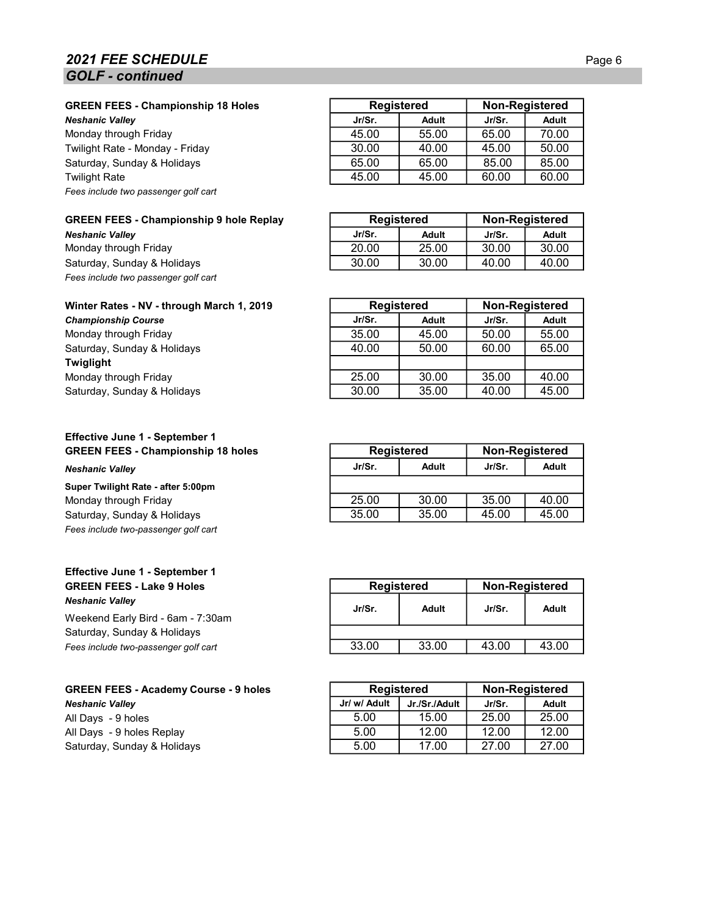## 2021 FEE SCHEDULE

### GOLF - continued

**GREEN FEES - Championship 18 Holes**
***Neshanic Valley***

| | Registered | | Non-Registered | |
|---|---|---|---|---|
| | Jr/Sr. | Adult | Jr/Sr. | Adult |
| Monday through Friday | 45.00 | 55.00 | 65.00 | 70.00 |
| Twilight Rate - Monday - Friday | 30.00 | 40.00 | 45.00 | 50.00 |
| Saturday, Sunday & Holidays | 65.00 | 65.00 | 85.00 | 85.00 |
| Twilight Rate | 45.00 | 45.00 | 60.00 | 60.00 |

*Fees include two passenger golf cart*

**GREEN FEES - Championship 9 hole Replay**
***Neshanic Valley***

| | Registered | | Non-Registered | |
|---|---|---|---|---|
| | Jr/Sr. | Adult | Jr/Sr. | Adult |
| Monday through Friday | 20.00 | 25.00 | 30.00 | 30.00 |
| Saturday, Sunday & Holidays | 30.00 | 30.00 | 40.00 | 40.00 |

*Fees include two passenger golf cart*

**Winter Rates - NV - through March 1, 2019**
***Championship Course***

| | Registered | | Non-Registered | |
|---|---|---|---|---|
| | Jr/Sr. | Adult | Jr/Sr. | Adult |
| Monday through Friday | 35.00 | 45.00 | 50.00 | 55.00 |
| Saturday, Sunday & Holidays | 40.00 | 50.00 | 60.00 | 65.00 |
| **Twiglight** | | | | |
| Monday through Friday | 25.00 | 30.00 | 35.00 | 40.00 |
| Saturday, Sunday & Holidays | 30.00 | 35.00 | 40.00 | 45.00 |

**Effective June 1 - September 1**
**GREEN FEES - Championship 18 holes**
***Neshanic Valley***

| | Registered | | Non-Registered | |
|---|---|---|---|---|
| | Jr/Sr. | Adult | Jr/Sr. | Adult |
| **Super Twilight Rate - after 5:00pm** | | | | |
| Monday through Friday | 25.00 | 30.00 | 35.00 | 40.00 |
| Saturday, Sunday & Holidays | 35.00 | 35.00 | 45.00 | 45.00 |

*Fees include two-passenger golf cart*

**Effective June 1 - September 1**
**GREEN FEES - Lake 9 Holes**
***Neshanic Valley***

| | Registered | | Non-Registered | |
|---|---|---|---|---|
| | Jr/Sr. | Adult | Jr/Sr. | Adult |
| Weekend Early Bird - 6am - 7:30am | | | | |
| Saturday, Sunday & Holidays | 33.00 | 33.00 | 43.00 | 43.00 |

*Fees include two-passenger golf cart*

**GREEN FEES - Academy Course - 9 holes**
***Neshanic Valley***

| | Registered | | Non-Registered | |
|---|---|---|---|---|
| | Jr/ w/ Adult | Jr./Sr./Adult | Jr/Sr. | Adult |
| All Days - 9 holes | 5.00 | 15.00 | 25.00 | 25.00 |
| All Days - 9 holes Replay | 5.00 | 12.00 | 12.00 | 12.00 |
| Saturday, Sunday & Holidays | 5.00 | 17.00 | 27.00 | 27.00 |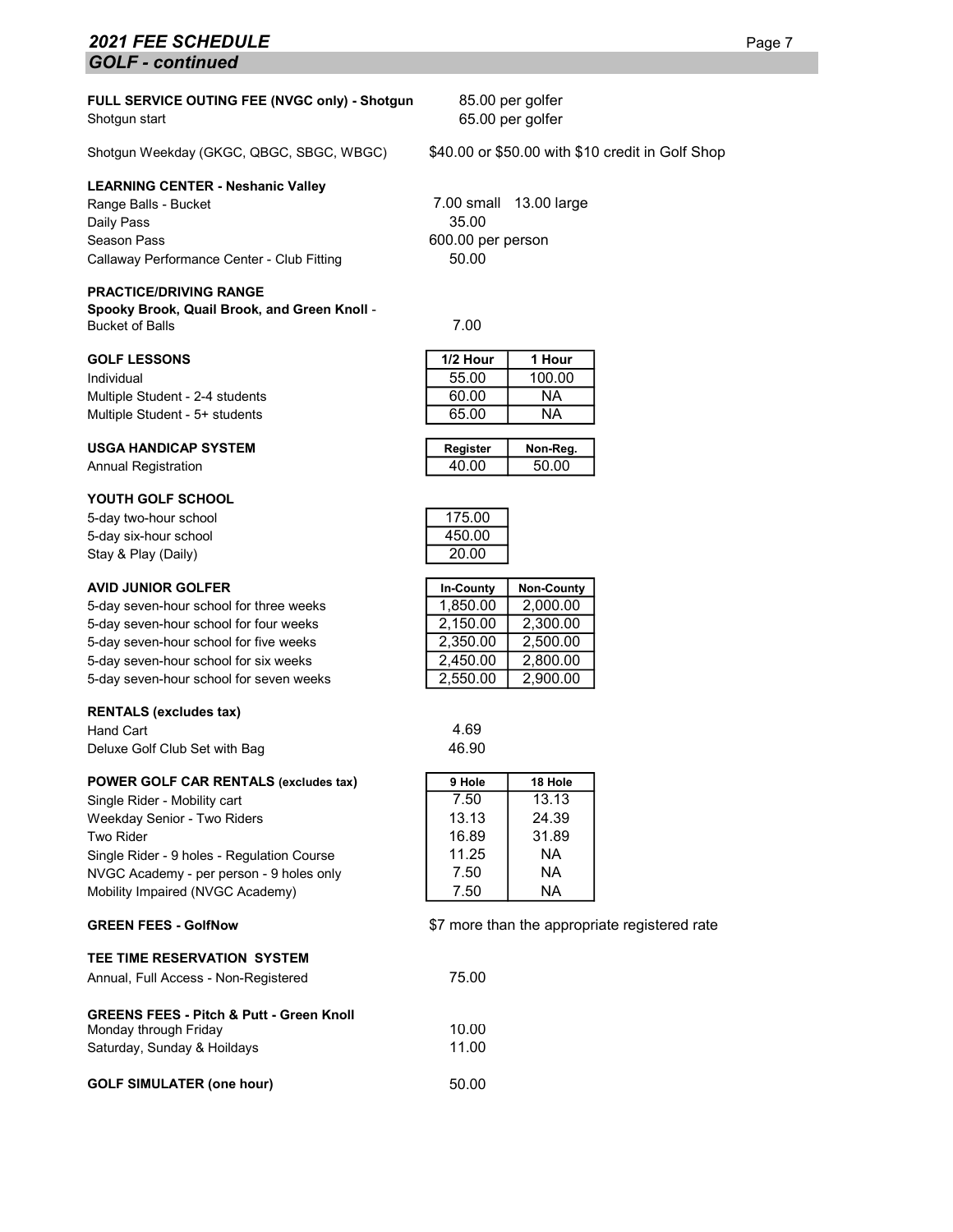## 2021 FEE SCHEDULE

### GOLF - continued

**FULL SERVICE OUTING FEE (NVGC only) - Shotgun** 85.00 per golfer
Shotgun start 65.00 per golfer

Shotgun Weekday (GKGC, QBGC, SBGC, WBGC) $40.00 or $50.00 with $10 credit in Golf Shop

**LEARNING CENTER - Neshanic Valley**

| | |
|---|---|
| Range Balls - Bucket | 7.00 small 13.00 large |
| Daily Pass | 35.00 |
| Season Pass | 600.00 per person |
| Callaway Performance Center - Club Fitting | 50.00 |

**PRACTICE/DRIVING RANGE**
**Spooky Brook, Quail Brook, and Green Knoll** -
Bucket of Balls 7.00

**GOLF LESSONS**

| | 1/2 Hour | 1 Hour |
|---|---|---|
| Individual | 55.00 | 100.00 |
| Multiple Student - 2-4 students | 60.00 | NA |
| Multiple Student - 5+ students | 65.00 | NA |

**USGA HANDICAP SYSTEM**

| | Register | Non-Reg. |
|---|---|---|
| Annual Registration | 40.00 | 50.00 |

**YOUTH GOLF SCHOOL**

| | |
|---|---|
| 5-day two-hour school | 175.00 |
| 5-day six-hour school | 450.00 |
| Stay & Play (Daily) | 20.00 |

**AVID JUNIOR GOLFER**

| | In-County | Non-County |
|---|---|---|
| 5-day seven-hour school for three weeks | 1,850.00 | 2,000.00 |
| 5-day seven-hour school for four weeks | 2,150.00 | 2,300.00 |
| 5-day seven-hour school for five weeks | 2,350.00 | 2,500.00 |
| 5-day seven-hour school for six weeks | 2,450.00 | 2,800.00 |
| 5-day seven-hour school for seven weeks | 2,550.00 | 2,900.00 |

**RENTALS (excludes tax)**

| | |
|---|---|
| Hand Cart | 4.69 |
| Deluxe Golf Club Set with Bag | 46.90 |

**POWER GOLF CAR RENTALS (excludes tax)**

| | 9 Hole | 18 Hole |
|---|---|---|
| Single Rider - Mobility cart | 7.50 | 13.13 |
| Weekday Senior - Two Riders | 13.13 | 24.39 |
| Two Rider | 16.89 | 31.89 |
| Single Rider - 9 holes - Regulation Course | 11.25 | NA |
| NVGC Academy - per person - 9 holes only | 7.50 | NA |
| Mobility Impaired (NVGC Academy) | 7.50 | NA |

**GREEN FEES - GolfNow** $7 more than the appropriate registered rate

**TEE TIME RESERVATION SYSTEM**
Annual, Full Access - Non-Registered 75.00

**GREENS FEES - Pitch & Putt - Green Knoll**

| | |
|---|---|
| Monday through Friday | 10.00 |
| Saturday, Sunday & Hoildays | 11.00 |

**GOLF SIMULATER (one hour)** 50.00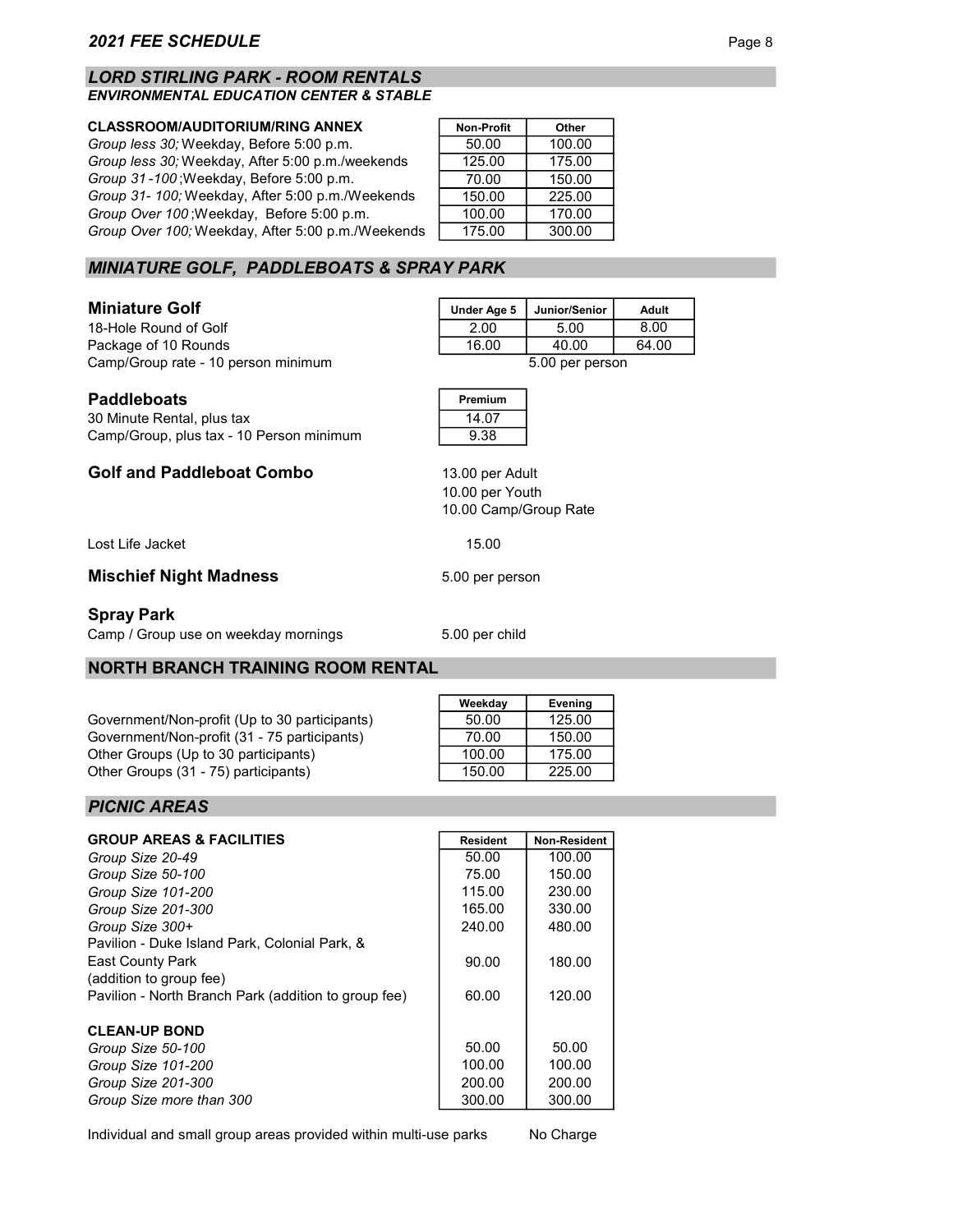## *LORD STIRLING PARK - ROOM RENTALS*
### *ENVIRONMENTAL EDUCATION CENTER & STABLE*

| **CLASSROOM/AUDITORIUM/RING ANNEX** | Non-Profit | Other |
|---|---|---|
| *Group less 30;* Weekday, Before 5:00 p.m. | 50.00 | 100.00 |
| *Group less 30;* Weekday, After 5:00 p.m./weekends | 125.00 | 175.00 |
| *Group 31 -100* ;Weekday, Before 5:00 p.m. | 70.00 | 150.00 |
| *Group 31- 100;* Weekday, After 5:00 p.m./Weekends | 150.00 | 225.00 |
| *Group Over 100* ;Weekday, Before 5:00 p.m. | 100.00 | 170.00 |
| *Group Over 100;* Weekday, After 5:00 p.m./Weekends | 175.00 | 300.00 |

## *MINIATURE GOLF, PADDLEBOATS & SPRAY PARK*

| **Miniature Golf** | Under Age 5 | Junior/Senior | Adult |
|---|---|---|---|
| 18-Hole Round of Golf | 2.00 | 5.00 | 8.00 |
| Package of 10 Rounds | 16.00 | 40.00 | 64.00 |
| Camp/Group rate - 10 person minimum | | 5.00 per person | |

| **Paddleboats** | Premium |
|---|---|
| 30 Minute Rental, plus tax | 14.07 |
| Camp/Group, plus tax - 10 Person minimum | 9.38 |

**Golf and Paddleboat Combo**
13.00 per Adult
10.00 per Youth
10.00 Camp/Group Rate

Lost Life Jacket 15.00

**Mischief Night Madness** 5.00 per person

**Spray Park**
Camp / Group use on weekday mornings 5.00 per child

## NORTH BRANCH TRAINING ROOM RENTAL

| | Weekday | Evening |
|---|---|---|
| Government/Non-profit (Up to 30 participants) | 50.00 | 125.00 |
| Government/Non-profit (31 - 75 participants) | 70.00 | 150.00 |
| Other Groups (Up to 30 participants) | 100.00 | 175.00 |
| Other Groups (31 - 75) participants) | 150.00 | 225.00 |

## *PICNIC AREAS*

| **GROUP AREAS & FACILITIES** | Resident | Non-Resident |
|---|---|---|
| *Group Size 20-49* | 50.00 | 100.00 |
| *Group Size 50-100* | 75.00 | 150.00 |
| *Group Size 101-200* | 115.00 | 230.00 |
| *Group Size 201-300* | 165.00 | 330.00 |
| *Group Size 300+* | 240.00 | 480.00 |
| Pavilion - Duke Island Park, Colonial Park, & East County Park (addition to group fee) | 90.00 | 180.00 |
| Pavilion - North Branch Park (addition to group fee) | 60.00 | 120.00 |
| **CLEAN-UP BOND** | | |
| *Group Size 50-100* | 50.00 | 50.00 |
| *Group Size 101-200* | 100.00 | 100.00 |
| *Group Size 201-300* | 200.00 | 200.00 |
| *Group Size more than 300* | 300.00 | 300.00 |

Individual and small group areas provided within multi-use parks No Charge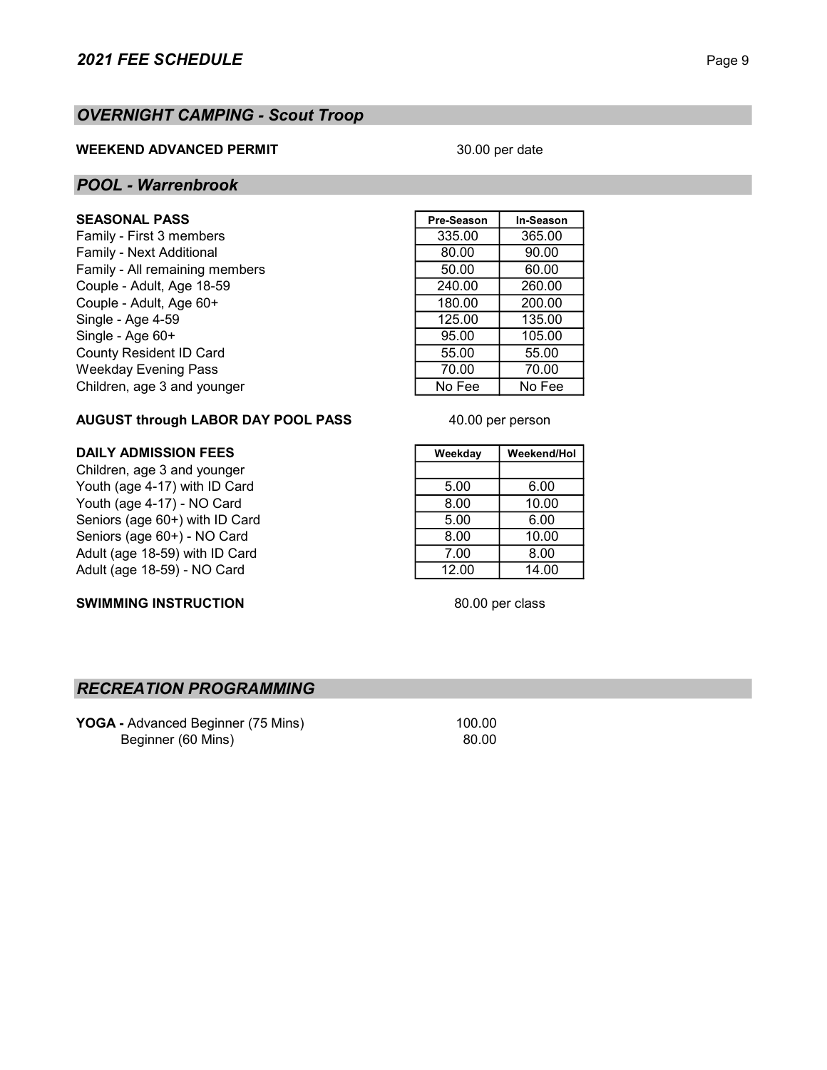## *OVERNIGHT CAMPING - Scout Troop*

**WEEKEND ADVANCED PERMIT** 30.00 per date

## *POOL - Warrenbrook*

| **SEASONAL PASS** | Pre-Season | In-Season |
|---|---|---|
| Family - First 3 members | 335.00 | 365.00 |
| Family - Next Additional | 80.00 | 90.00 |
| Family - All remaining members | 50.00 | 60.00 |
| Couple - Adult, Age 18-59 | 240.00 | 260.00 |
| Couple - Adult, Age 60+ | 180.00 | 200.00 |
| Single - Age 4-59 | 125.00 | 135.00 |
| Single - Age 60+ | 95.00 | 105.00 |
| County Resident ID Card | 55.00 | 55.00 |
| Weekday Evening Pass | 70.00 | 70.00 |
| Children, age 3 and younger | No Fee | No Fee |

**AUGUST through LABOR DAY POOL PASS** 40.00 per person

| **DAILY ADMISSION FEES** | Weekday | Weekend/Hol |
|---|---|---|
| Children, age 3 and younger | | |
| Youth (age 4-17) with ID Card | 5.00 | 6.00 |
| Youth (age 4-17) - NO Card | 8.00 | 10.00 |
| Seniors (age 60+) with ID Card | 5.00 | 6.00 |
| Seniors (age 60+) - NO Card | 8.00 | 10.00 |
| Adult (age 18-59) with ID Card | 7.00 | 8.00 |
| Adult (age 18-59) - NO Card | 12.00 | 14.00 |

**SWIMMING INSTRUCTION** 80.00 per class

## *RECREATION PROGRAMMING*

**YOGA -** Advanced Beginner (75 Mins) 100.00
Beginner (60 Mins) 80.00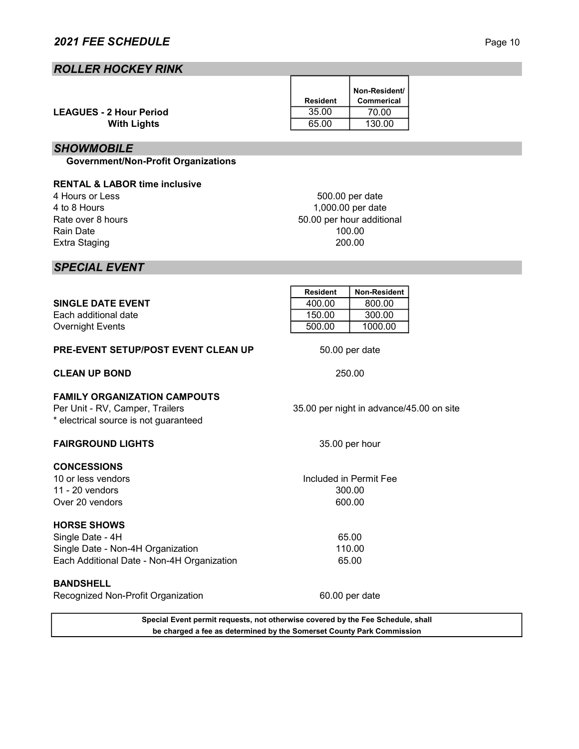## ROLLER HOCKEY RINK

| | Resident | Non-Resident/ Commerical |
|---|---|---|
| **LEAGUES - 2 Hour Period** | 35.00 | 70.00 |
| **With Lights** | 65.00 | 130.00 |

## SHOWMOBILE

**Government/Non-Profit Organizations**

**RENTAL & LABOR time inclusive**

| | |
|---|---|
| 4 Hours or Less | 500.00 per date |
| 4 to 8 Hours | 1,000.00 per date |
| Rate over 8 hours | 50.00 per hour additional |
| Rain Date | 100.00 |
| Extra Staging | 200.00 |

## SPECIAL EVENT

| | Resident | Non-Resident |
|---|---|---|
| **SINGLE DATE EVENT** | 400.00 | 800.00 |
| Each additional date | 150.00 | 300.00 |
| Overnight Events | 500.00 | 1000.00 |

**PRE-EVENT SETUP/POST EVENT CLEAN UP** 50.00 per date

**CLEAN UP BOND** 250.00

**FAMILY ORGANIZATION CAMPOUTS**

Per Unit - RV, Camper, Trailers 35.00 per night in advance/45.00 on site

* electrical source is not guaranteed

**FAIRGROUND LIGHTS** 35.00 per hour

**CONCESSIONS**

| | |
|---|---|
| 10 or less vendors | Included in Permit Fee |
| 11 - 20 vendors | 300.00 |
| Over 20 vendors | 600.00 |

**HORSE SHOWS**

| | |
|---|---|
| Single Date - 4H | 65.00 |
| Single Date - Non-4H Organization | 110.00 |
| Each Additional Date - Non-4H Organization | 65.00 |

**BANDSHELL**

Recognized Non-Profit Organization 60.00 per date

**Special Event permit requests, not otherwise covered by the Fee Schedule, shall be charged a fee as determined by the Somerset County Park Commission**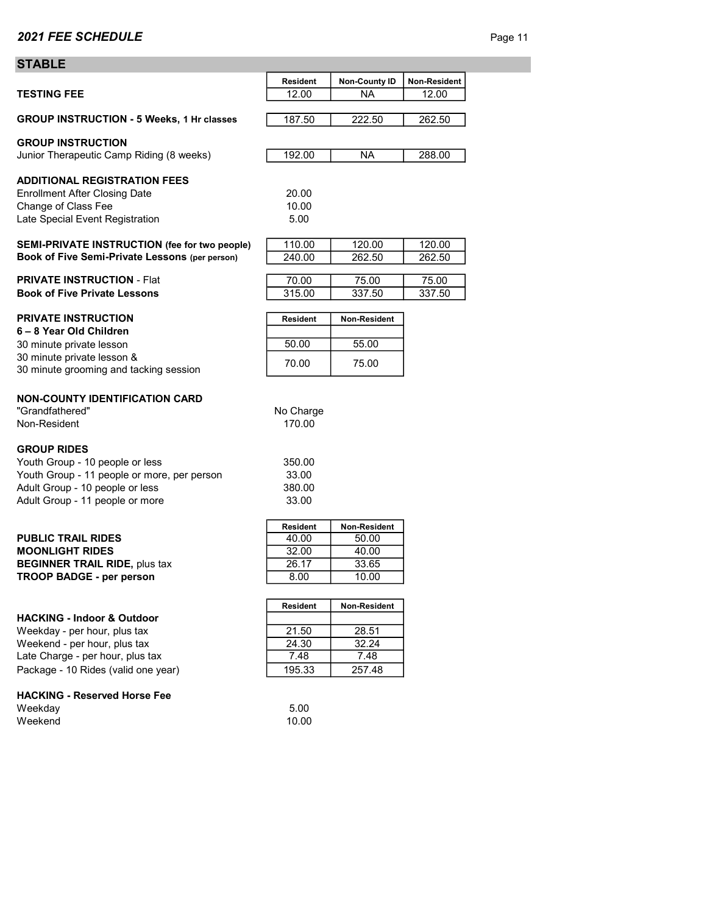## STABLE

| | Resident | Non-County ID | Non-Resident |
|---|---|---|---|
| **TESTING FEE** | 12.00 | NA | 12.00 |
| **GROUP INSTRUCTION - 5 Weeks, 1 Hr classes** | 187.50 | 222.50 | 262.50 |

**GROUP INSTRUCTION**

| | Resident | Non-County ID | Non-Resident |
|---|---|---|---|
| Junior Therapeutic Camp Riding (8 weeks) | 192.00 | NA | 288.00 |

**ADDITIONAL REGISTRATION FEES**

| | |
|---|---|
| Enrollment After Closing Date | 20.00 |
| Change of Class Fee | 10.00 |
| Late Special Event Registration | 5.00 |

| | Resident | Non-County ID | Non-Resident |
|---|---|---|---|
| **SEMI-PRIVATE INSTRUCTION (fee for two people)** | 110.00 | 120.00 | 120.00 |
| **Book of Five Semi-Private Lessons (per person)** | 240.00 | 262.50 | 262.50 |
| **PRIVATE INSTRUCTION** - Flat | 70.00 | 75.00 | 75.00 |
| **Book of Five Private Lessons** | 315.00 | 337.50 | 337.50 |

**PRIVATE INSTRUCTION**
**6 – 8 Year Old Children**

| | Resident | Non-Resident |
|---|---|---|
| 30 minute private lesson | 50.00 | 55.00 |
| 30 minute private lesson & 30 minute grooming and tacking session | 70.00 | 75.00 |

**NON-COUNTY IDENTIFICATION CARD**

| | |
|---|---|
| "Grandfathered" | No Charge |
| Non-Resident | 170.00 |

**GROUP RIDES**

| | |
|---|---|
| Youth Group - 10 people or less | 350.00 |
| Youth Group - 11 people or more, per person | 33.00 |
| Adult Group - 10 people or less | 380.00 |
| Adult Group - 11 people or more | 33.00 |

| | Resident | Non-Resident |
|---|---|---|
| **PUBLIC TRAIL RIDES** | 40.00 | 50.00 |
| **MOONLIGHT RIDES** | 32.00 | 40.00 |
| **BEGINNER TRAIL RIDE,** plus tax | 26.17 | 33.65 |
| **TROOP BADGE - per person** | 8.00 | 10.00 |

**HACKING - Indoor & Outdoor**

| | Resident | Non-Resident |
|---|---|---|
| Weekday - per hour, plus tax | 21.50 | 28.51 |
| Weekend - per hour, plus tax | 24.30 | 32.24 |
| Late Charge - per hour, plus tax | 7.48 | 7.48 |
| Package - 10 Rides (valid one year) | 195.33 | 257.48 |

**HACKING - Reserved Horse Fee**

| | |
|---|---|
| Weekday | 5.00 |
| Weekend | 10.00 |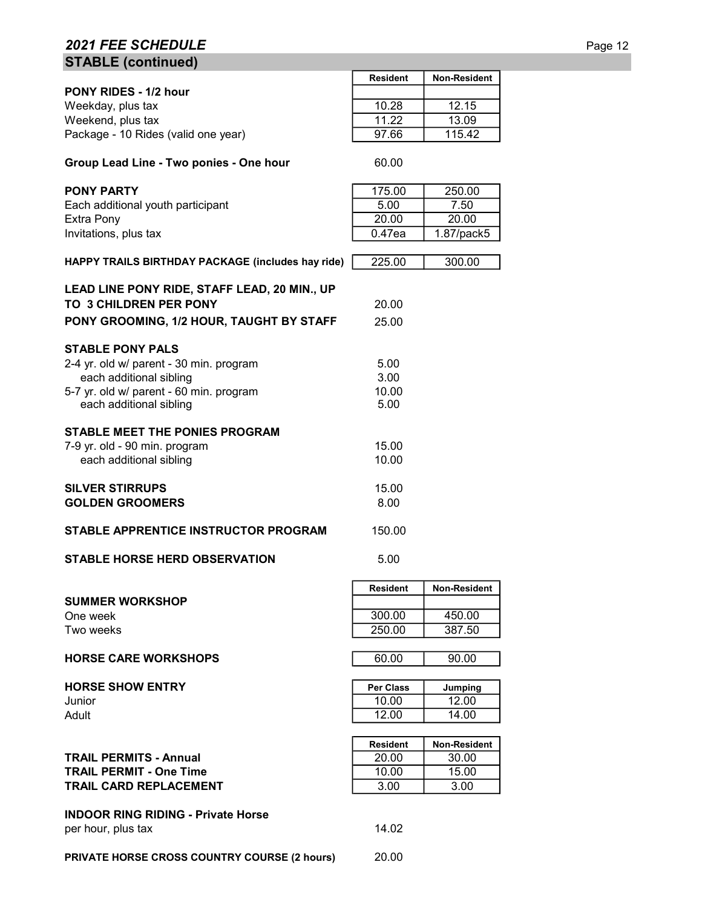## 2021 FEE SCHEDULE

## STABLE (continued)

| | Resident | Non-Resident |
|---|---|---|
| **PONY RIDES - 1/2 hour** | | |
| Weekday, plus tax | 10.28 | 12.15 |
| Weekend, plus tax | 11.22 | 13.09 |
| Package - 10 Rides (valid one year) | 97.66 | 115.42 |
| **Group Lead Line - Two ponies - One hour** | 60.00 | |
| **PONY PARTY** | 175.00 | 250.00 |
| Each additional youth participant | 5.00 | 7.50 |
| Extra Pony | 20.00 | 20.00 |
| Invitations, plus tax | 0.47ea | 1.87/pack5 |
| **HAPPY TRAILS BIRTHDAY PACKAGE (includes hay ride)** | 225.00 | 300.00 |
| **LEAD LINE PONY RIDE, STAFF LEAD, 20 MIN., UP TO 3 CHILDREN PER PONY** | 20.00 | |
| **PONY GROOMING, 1/2 HOUR, TAUGHT BY STAFF** | 25.00 | |
| **STABLE PONY PALS** | | |
| 2-4 yr. old w/ parent - 30 min. program | 5.00 | |
| each additional sibling | 3.00 | |
| 5-7 yr. old w/ parent - 60 min. program | 10.00 | |
| each additional sibling | 5.00 | |
| **STABLE MEET THE PONIES PROGRAM** | | |
| 7-9 yr. old - 90 min. program | 15.00 | |
| each additional sibling | 10.00 | |
| **SILVER STIRRUPS** | 15.00 | |
| **GOLDEN GROOMERS** | 8.00 | |
| **STABLE APPRENTICE INSTRUCTOR PROGRAM** | 150.00 | |
| **STABLE HORSE HERD OBSERVATION** | 5.00 | |

| | Resident | Non-Resident |
|---|---|---|
| **SUMMER WORKSHOP** | | |
| One week | 300.00 | 450.00 |
| Two weeks | 250.00 | 387.50 |
| **HORSE CARE WORKSHOPS** | 60.00 | 90.00 |

| **HORSE SHOW ENTRY** | Per Class | Jumping |
|---|---|---|
| Junior | 10.00 | 12.00 |
| Adult | 12.00 | 14.00 |

| | Resident | Non-Resident |
|---|---|---|
| **TRAIL PERMITS - Annual** | 20.00 | 30.00 |
| **TRAIL PERMIT - One Time** | 10.00 | 15.00 |
| **TRAIL CARD REPLACEMENT** | 3.00 | 3.00 |

| | |
|---|---|
| **INDOOR RING RIDING - Private Horse** per hour, plus tax | 14.02 |
| **PRIVATE HORSE CROSS COUNTRY COURSE (2 hours)** | 20.00 |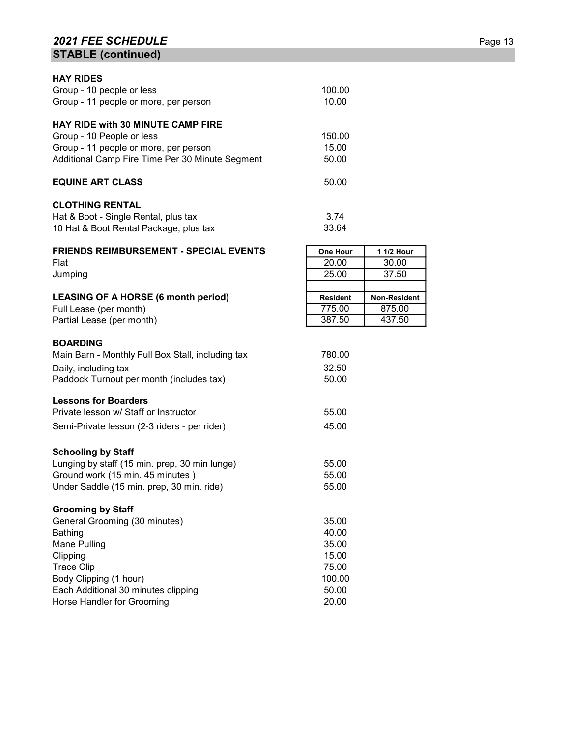## *2021 FEE SCHEDULE*

## STABLE (continued)

**HAY RIDES**

| | |
|---|---|
| Group - 10 people or less | 100.00 |
| Group - 11 people or more, per person | 10.00 |

**HAY RIDE with 30 MINUTE CAMP FIRE**

| | |
|---|---|
| Group - 10 People or less | 150.00 |
| Group - 11 people or more, per person | 15.00 |
| Additional Camp Fire Time Per 30 Minute Segment | 50.00 |

| | |
|---|---|
| **EQUINE ART CLASS** | 50.00 |

**CLOTHING RENTAL**

| | |
|---|---|
| Hat & Boot - Single Rental, plus tax | 3.74 |
| 10 Hat & Boot Rental Package, plus tax | 33.64 |

| **FRIENDS REIMBURSEMENT - SPECIAL EVENTS** | **One Hour** | **1 1/2 Hour** |
|---|---|---|
| Flat | 20.00 | 30.00 |
| Jumping | 25.00 | 37.50 |

| **LEASING OF A HORSE (6 month period)** | **Resident** | **Non-Resident** |
|---|---|---|
| Full Lease (per month) | 775.00 | 875.00 |
| Partial Lease (per month) | 387.50 | 437.50 |

**BOARDING**

| | |
|---|---|
| Main Barn - Monthly Full Box Stall, including tax | 780.00 |
| Daily, including tax | 32.50 |
| Paddock Turnout per month (includes tax) | 50.00 |

**Lessons for Boarders**

| | |
|---|---|
| Private lesson w/ Staff or Instructor | 55.00 |
| Semi-Private lesson (2-3 riders - per rider) | 45.00 |

**Schooling by Staff**

| | |
|---|---|
| Lunging by staff (15 min. prep, 30 min lunge) | 55.00 |
| Ground work (15 min. 45 minutes ) | 55.00 |
| Under Saddle (15 min. prep, 30 min. ride) | 55.00 |

**Grooming by Staff**

| | |
|---|---|
| General Grooming (30 minutes) | 35.00 |
| Bathing | 40.00 |
| Mane Pulling | 35.00 |
| Clipping | 15.00 |
| Trace Clip | 75.00 |
| Body Clipping (1 hour) | 100.00 |
| Each Additional 30 minutes clipping | 50.00 |
| Horse Handler for Grooming | 20.00 |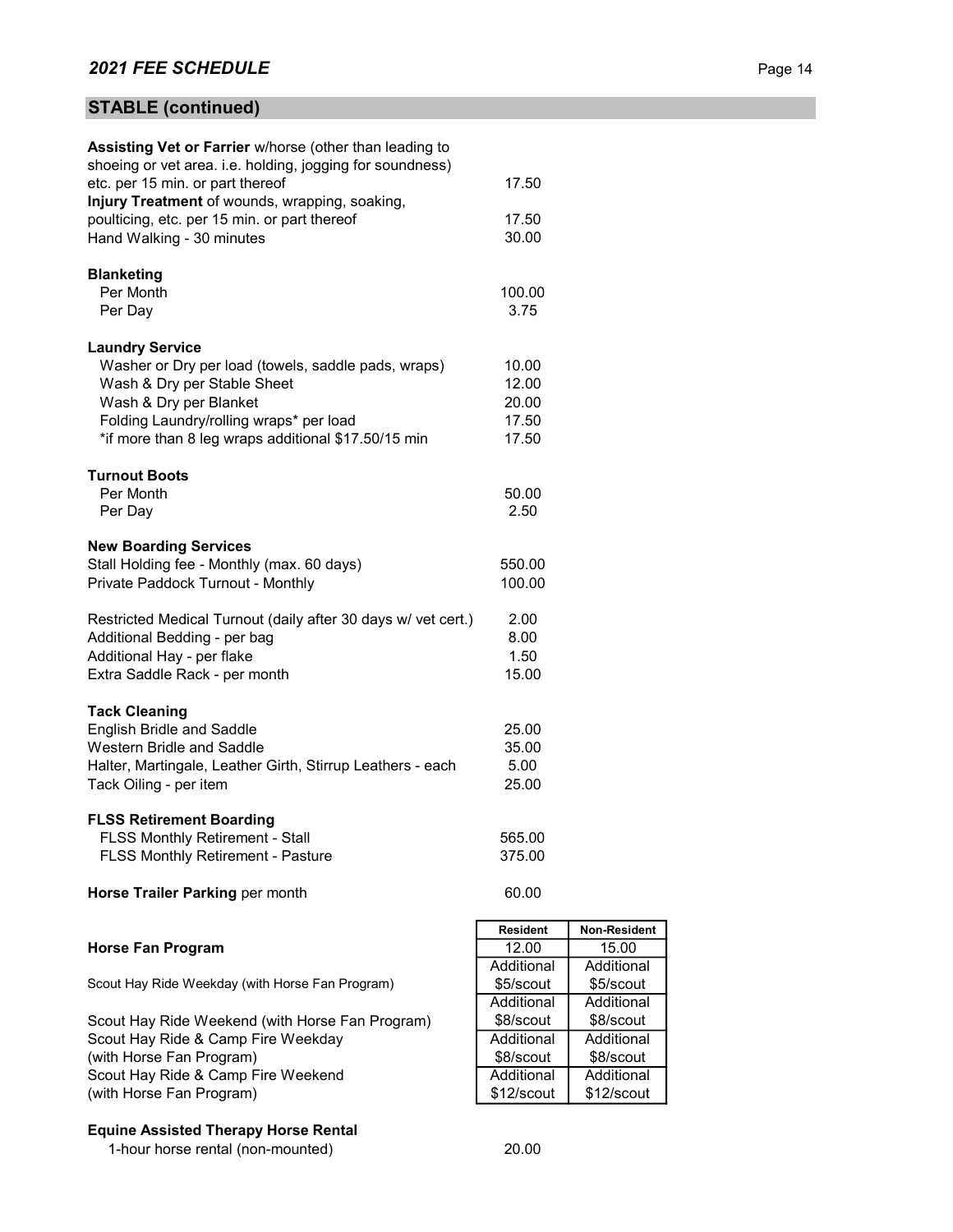## STABLE (continued)

| | |
|---|---|
| **Assisting Vet or Farrier** w/horse (other than leading to shoeing or vet area. i.e. holding, jogging for soundness) etc. per 15 min. or part thereof | 17.50 |
| **Injury Treatment** of wounds, wrapping, soaking, poulticing, etc. per 15 min. or part thereof | 17.50 |
| Hand Walking - 30 minutes | 30.00 |
| **Blanketing** | |
| Per Month | 100.00 |
| Per Day | 3.75 |
| **Laundry Service** | |
| Washer or Dry per load (towels, saddle pads, wraps) | 10.00 |
| Wash & Dry per Stable Sheet | 12.00 |
| Wash & Dry per Blanket | 20.00 |
| Folding Laundry/rolling wraps* per load | 17.50 |
| *if more than 8 leg wraps additional $17.50/15 min | 17.50 |
| **Turnout Boots** | |
| Per Month | 50.00 |
| Per Day | 2.50 |
| **New Boarding Services** | |
| Stall Holding fee - Monthly (max. 60 days) | 550.00 |
| Private Paddock Turnout - Monthly | 100.00 |
| Restricted Medical Turnout (daily after 30 days w/ vet cert.) | 2.00 |
| Additional Bedding - per bag | 8.00 |
| Additional Hay - per flake | 1.50 |
| Extra Saddle Rack - per month | 15.00 |
| **Tack Cleaning** | |
| English Bridle and Saddle | 25.00 |
| Western Bridle and Saddle | 35.00 |
| Halter, Martingale, Leather Girth, Stirrup Leathers - each | 5.00 |
| Tack Oiling - per item | 25.00 |
| **FLSS Retirement Boarding** | |
| FLSS Monthly Retirement - Stall | 565.00 |
| FLSS Monthly Retirement - Pasture | 375.00 |
| **Horse Trailer Parking** per month | 60.00 |

| | Resident | Non-Resident |
|---|---|---|
| **Horse Fan Program** | 12.00 | 15.00 |
| Scout Hay Ride Weekday (with Horse Fan Program) | Additional $5/scout | Additional $5/scout |
| Scout Hay Ride Weekend (with Horse Fan Program) | Additional $8/scout | Additional $8/scout |
| Scout Hay Ride & Camp Fire Weekday (with Horse Fan Program) | Additional $8/scout | Additional $8/scout |
| Scout Hay Ride & Camp Fire Weekend (with Horse Fan Program) | Additional $12/scout | Additional $12/scout |

| | |
|---|---|
| **Equine Assisted Therapy Horse Rental** | |
| 1-hour horse rental (non-mounted) | 20.00 |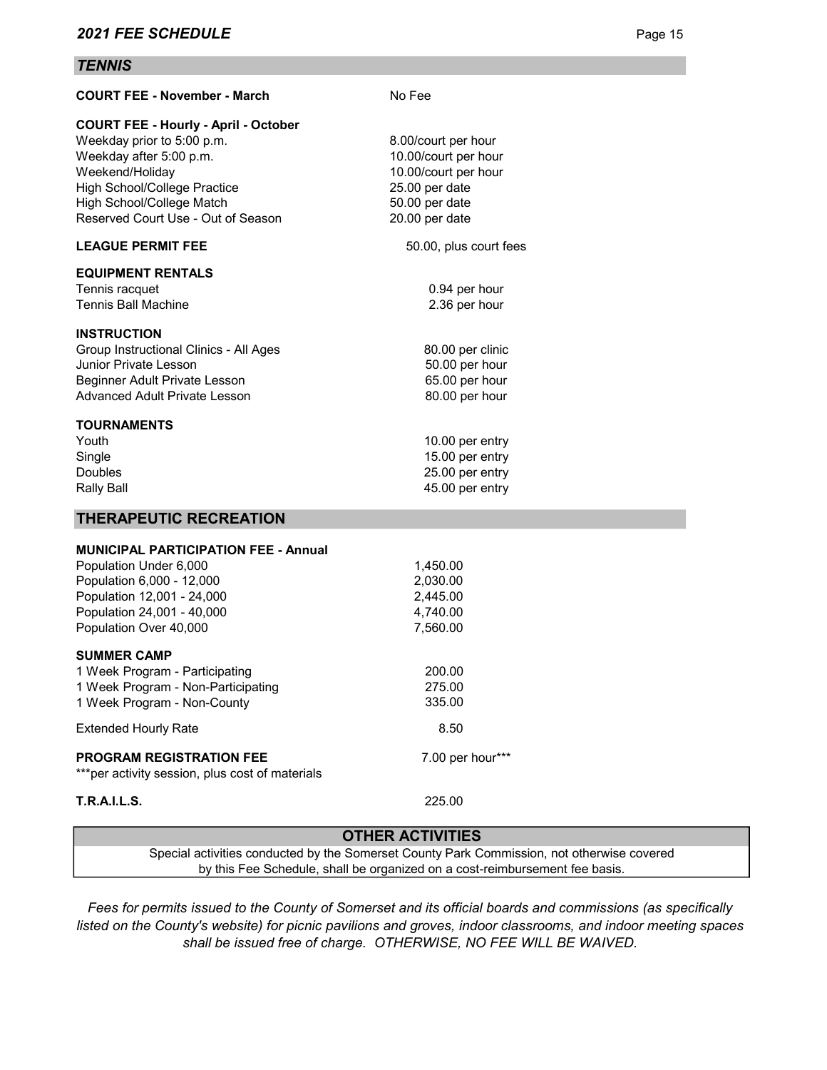## TENNIS

| | |
|---|---|
| **COURT FEE - November - March** | No Fee |
| **COURT FEE - Hourly - April - October** | |
| Weekday prior to 5:00 p.m. | 8.00/court per hour |
| Weekday after 5:00 p.m. | 10.00/court per hour |
| Weekend/Holiday | 10.00/court per hour |
| High School/College Practice | 25.00 per date |
| High School/College Match | 50.00 per date |
| Reserved Court Use - Out of Season | 20.00 per date |
| **LEAGUE PERMIT FEE** | 50.00, plus court fees |
| **EQUIPMENT RENTALS** | |
| Tennis racquet | 0.94 per hour |
| Tennis Ball Machine | 2.36 per hour |
| **INSTRUCTION** | |
| Group Instructional Clinics - All Ages | 80.00 per clinic |
| Junior Private Lesson | 50.00 per hour |
| Beginner Adult Private Lesson | 65.00 per hour |
| Advanced Adult Private Lesson | 80.00 per hour |
| **TOURNAMENTS** | |
| Youth | 10.00 per entry |
| Single | 15.00 per entry |
| Doubles | 25.00 per entry |
| Rally Ball | 45.00 per entry |

## THERAPEUTIC RECREATION

| | |
|---|---|
| **MUNICIPAL PARTICIPATION FEE - Annual** | |
| Population Under 6,000 | 1,450.00 |
| Population 6,000 - 12,000 | 2,030.00 |
| Population 12,001 - 24,000 | 2,445.00 |
| Population 24,001 - 40,000 | 4,740.00 |
| Population Over 40,000 | 7,560.00 |
| **SUMMER CAMP** | |
| 1 Week Program - Participating | 200.00 |
| 1 Week Program - Non-Participating | 275.00 |
| 1 Week Program - Non-County | 335.00 |
| Extended Hourly Rate | 8.50 |
| **PROGRAM REGISTRATION FEE** | 7.00 per hour*** |
| ***per activity session, plus cost of materials | |
| **T.R.A.I.L.S.** | 225.00 |

## OTHER ACTIVITIES

Special activities conducted by the Somerset County Park Commission, not otherwise covered by this Fee Schedule, shall be organized on a cost-reimbursement fee basis.

*Fees for permits issued to the County of Somerset and its official boards and commissions (as specifically listed on the County's website) for picnic pavilions and groves, indoor classrooms, and indoor meeting spaces shall be issued free of charge. OTHERWISE, NO FEE WILL BE WAIVED.*